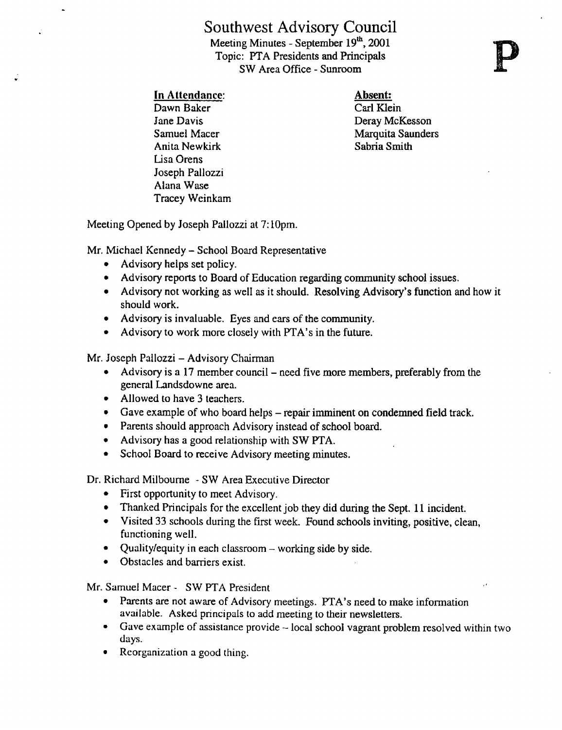# Southwest Advisory Council

Meeting Minutes - September 19th, 2001
Topic: PTA Presidents and Principals
SW Area Office - Sunroom

**P**

**In Attendance:**
Dawn Baker
Jane Davis
Samuel Macer
Anita Newkirk
Lisa Orens
Joseph Pallozzi
Alana Wase
Tracey Weinkam

**Absent:**
Carl Klein
Deray McKesson
Marquita Saunders
Sabria Smith

Meeting Opened by Joseph Pallozzi at 7:10pm.

Mr. Michael Kennedy – School Board Representative

- Advisory helps set policy.
- Advisory reports to Board of Education regarding community school issues.
- Advisory not working as well as it should. Resolving Advisory's function and how it should work.
- Advisory is invaluable. Eyes and ears of the community.
- Advisory to work more closely with PTA's in the future.

Mr. Joseph Pallozzi – Advisory Chairman

- Advisory is a 17 member council – need five more members, preferably from the general Landsdowne area.
- Allowed to have 3 teachers.
- Gave example of who board helps – repair imminent on condemned field track.
- Parents should approach Advisory instead of school board.
- Advisory has a good relationship with SW PTA.
- School Board to receive Advisory meeting minutes.

Dr. Richard Milbourne - SW Area Executive Director

- First opportunity to meet Advisory.
- Thanked Principals for the excellent job they did during the Sept. 11 incident.
- Visited 33 schools during the first week. Found schools inviting, positive, clean, functioning well.
- Quality/equity in each classroom – working side by side.
- Obstacles and barriers exist.

Mr. Samuel Macer - SW PTA President

- Parents are not aware of Advisory meetings. PTA's need to make information available. Asked principals to add meeting to their newsletters.
- Gave example of assistance provide – local school vagrant problem resolved within two days.
- Reorganization a good thing.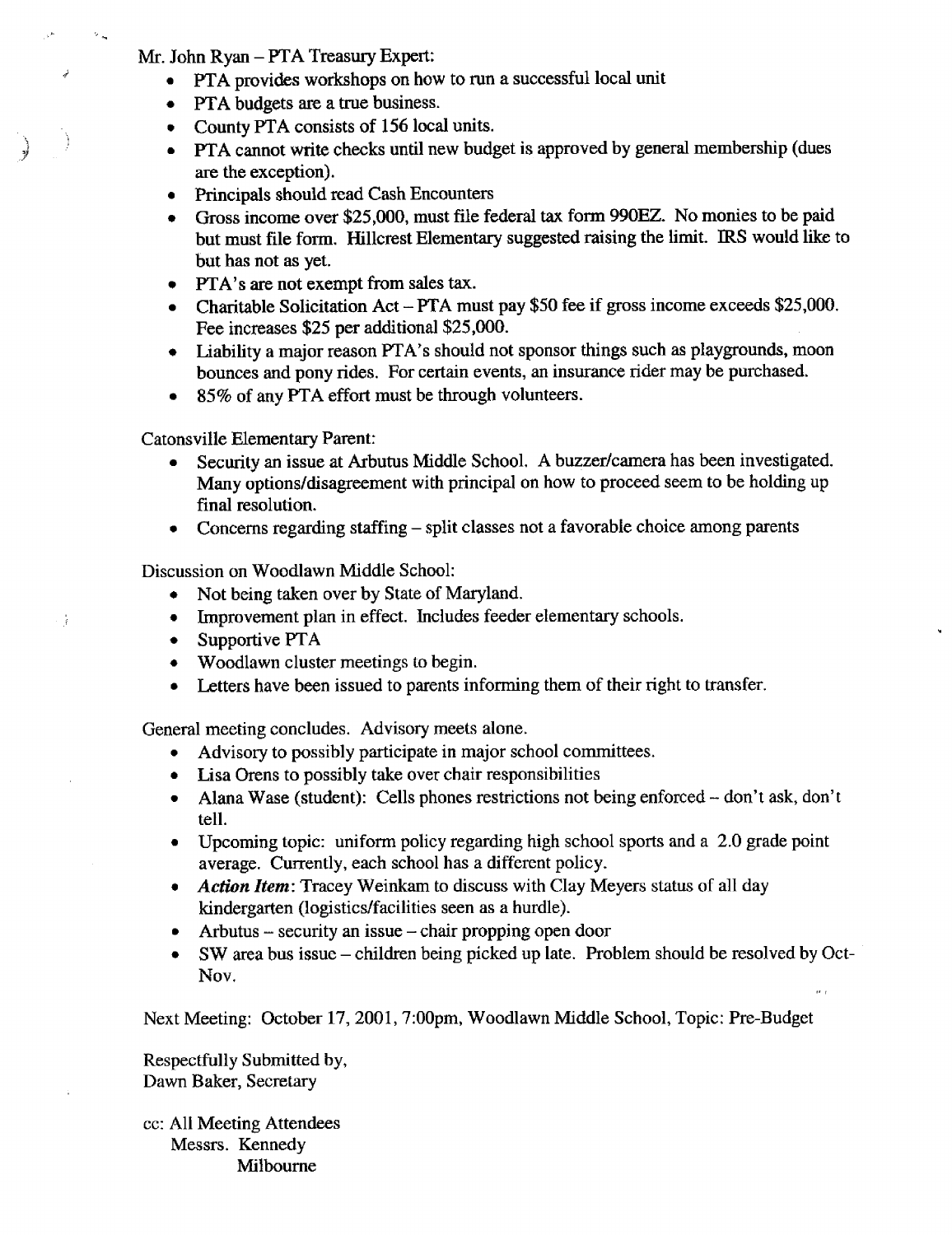Mr. John Ryan – PTA Treasury Expert:

- PTA provides workshops on how to run a successful local unit
- PTA budgets are a true business.
- County PTA consists of 156 local units.
- PTA cannot write checks until new budget is approved by general membership (dues are the exception).
- Principals should read Cash Encounters
- Gross income over $25,000, must file federal tax form 990EZ. No monies to be paid but must file form. Hillcrest Elementary suggested raising the limit. IRS would like to but has not as yet.
- PTA's are not exempt from sales tax.
- Charitable Solicitation Act – PTA must pay $50 fee if gross income exceeds $25,000. Fee increases $25 per additional $25,000.
- Liability a major reason PTA's should not sponsor things such as playgrounds, moon bounces and pony rides. For certain events, an insurance rider may be purchased.
- 85% of any PTA effort must be through volunteers.

Catonsville Elementary Parent:

- Security an issue at Arbutus Middle School. A buzzer/camera has been investigated. Many options/disagreement with principal on how to proceed seem to be holding up final resolution.
- Concerns regarding staffing – split classes not a favorable choice among parents

Discussion on Woodlawn Middle School:

- Not being taken over by State of Maryland.
- Improvement plan in effect. Includes feeder elementary schools.
- Supportive PTA
- Woodlawn cluster meetings to begin.
- Letters have been issued to parents informing them of their right to transfer.

General meeting concludes. Advisory meets alone.

- Advisory to possibly participate in major school committees.
- Lisa Orens to possibly take over chair responsibilities
- Alana Wase (student): Cells phones restrictions not being enforced – don't ask, don't tell.
- Upcoming topic: uniform policy regarding high school sports and a 2.0 grade point average. Currently, each school has a different policy.
- ***Action Item***: Tracey Weinkam to discuss with Clay Meyers status of all day kindergarten (logistics/facilities seen as a hurdle).
- Arbutus – security an issue – chair propping open door
- SW area bus issue – children being picked up late. Problem should be resolved by Oct-Nov.

Next Meeting: October 17, 2001, 7:00pm, Woodlawn Middle School, Topic: Pre-Budget

Respectfully Submitted by,
Dawn Baker, Secretary

cc: All Meeting Attendees
Messrs. Kennedy
Milbourne